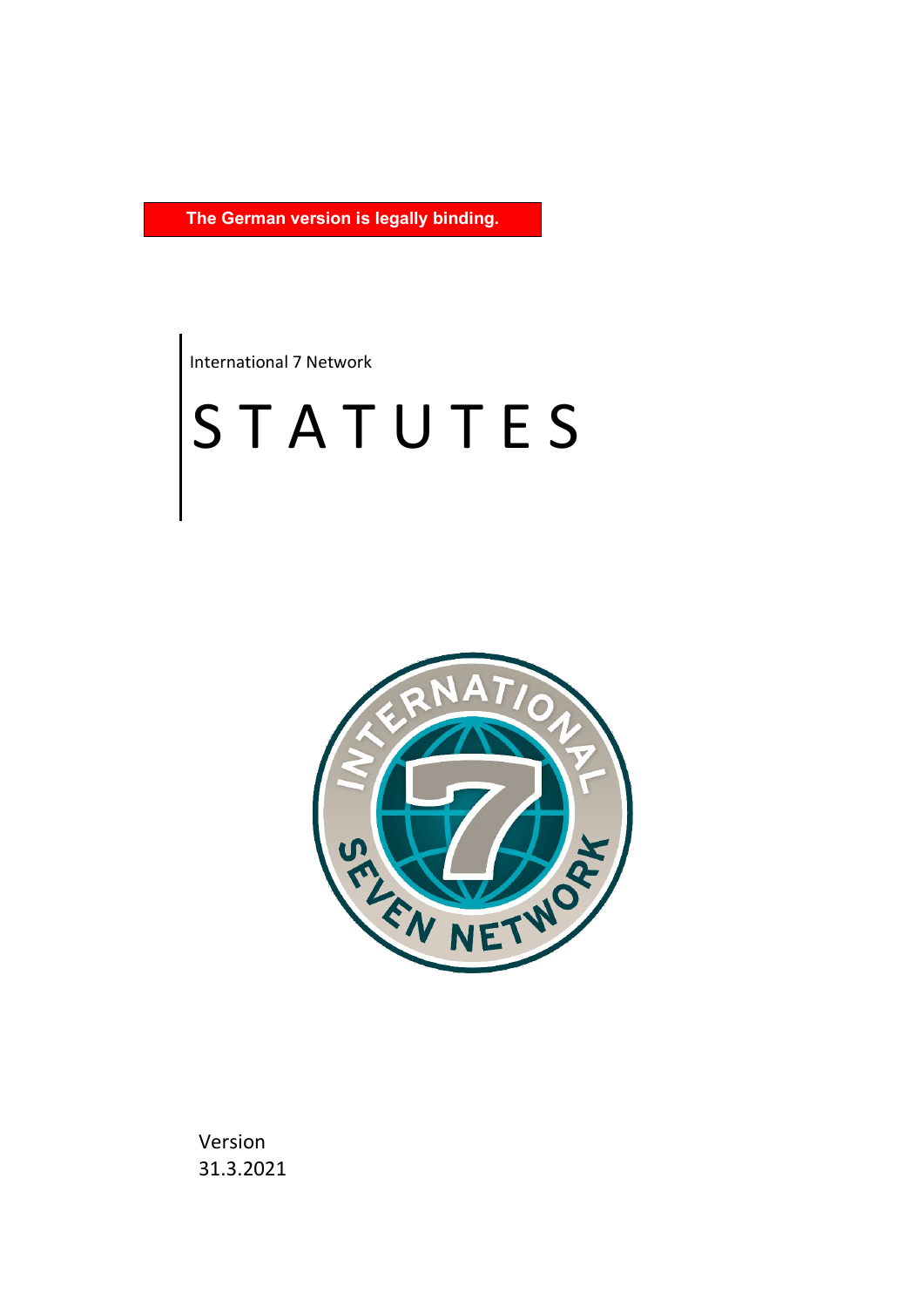**The German version is legally binding.**

International 7 Network

# STATUTES

Version
31.3.2021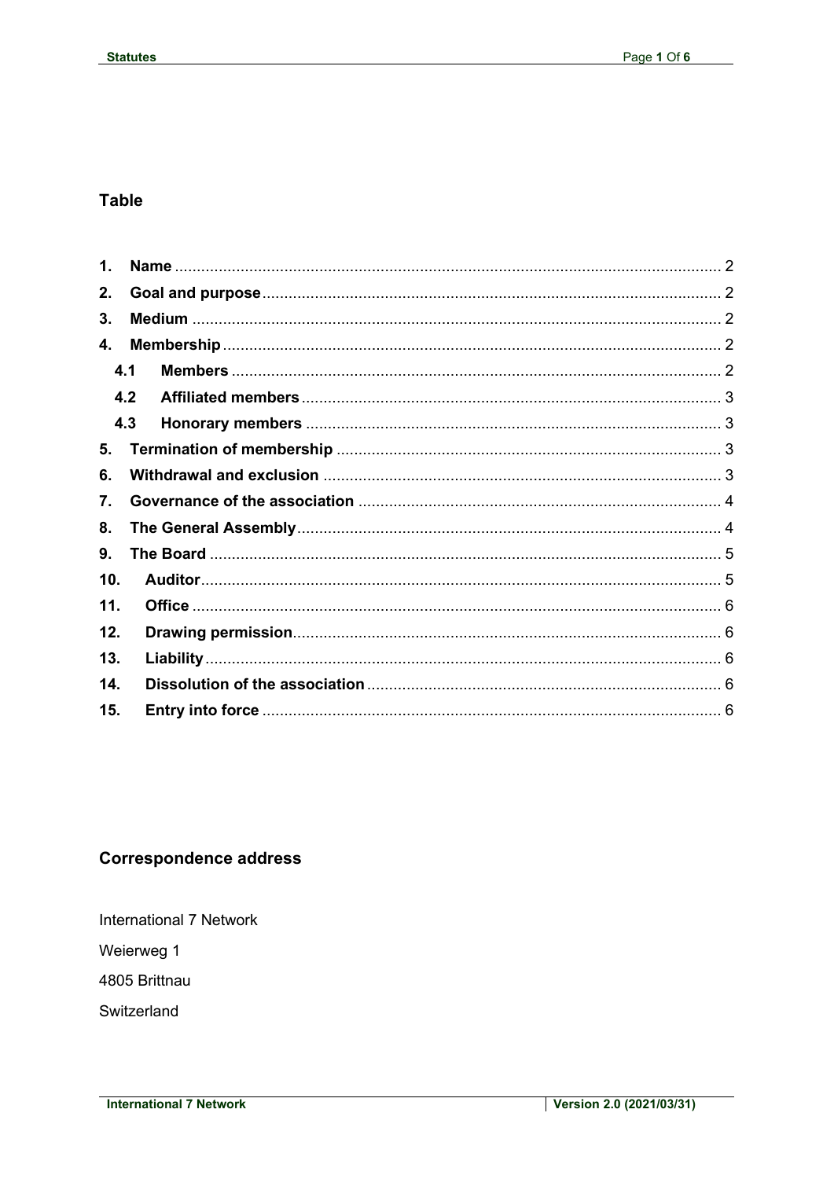## Table

| | | |
|---|---|---|
| **1.** | **Name** | 2 |
| **2.** | **Goal and purpose** | 2 |
| **3.** | **Medium** | 2 |
| **4.** | **Membership** | 2 |
| **4.1** | **Members** | 2 |
| **4.2** | **Affiliated members** | 3 |
| **4.3** | **Honorary members** | 3 |
| **5.** | **Termination of membership** | 3 |
| **6.** | **Withdrawal and exclusion** | 3 |
| **7.** | **Governance of the association** | 4 |
| **8.** | **The General Assembly** | 4 |
| **9.** | **The Board** | 5 |
| **10.** | **Auditor** | 5 |
| **11.** | **Office** | 6 |
| **12.** | **Drawing permission** | 6 |
| **13.** | **Liability** | 6 |
| **14.** | **Dissolution of the association** | 6 |
| **15.** | **Entry into force** | 6 |

## Correspondence address

International 7 Network

Weierweg 1

4805 Brittnau

Switzerland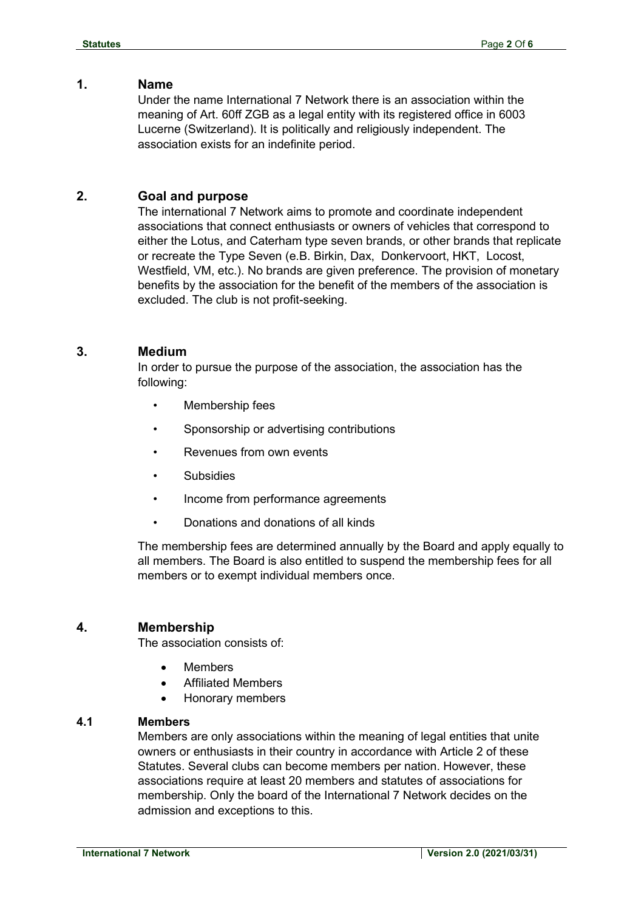## 1. Name

Under the name International 7 Network there is an association within the meaning of Art. 60ff ZGB as a legal entity with its registered office in 6003 Lucerne (Switzerland). It is politically and religiously independent. The association exists for an indefinite period.

## 2. Goal and purpose

The international 7 Network aims to promote and coordinate independent associations that connect enthusiasts or owners of vehicles that correspond to either the Lotus, and Caterham type seven brands, or other brands that replicate or recreate the Type Seven (e.B. Birkin, Dax, Donkervoort, HKT, Locost, Westfield, VM, etc.). No brands are given preference. The provision of monetary benefits by the association for the benefit of the members of the association is excluded. The club is not profit-seeking.

## 3. Medium

In order to pursue the purpose of the association, the association has the following:

- Membership fees
- Sponsorship or advertising contributions
- Revenues from own events
- Subsidies
- Income from performance agreements
- Donations and donations of all kinds

The membership fees are determined annually by the Board and apply equally to all members. The Board is also entitled to suspend the membership fees for all members or to exempt individual members once.

## 4. Membership

The association consists of:

- Members
- Affiliated Members
- Honorary members

### 4.1 Members

Members are only associations within the meaning of legal entities that unite owners or enthusiasts in their country in accordance with Article 2 of these Statutes. Several clubs can become members per nation. However, these associations require at least 20 members and statutes of associations for membership. Only the board of the International 7 Network decides on the admission and exceptions to this.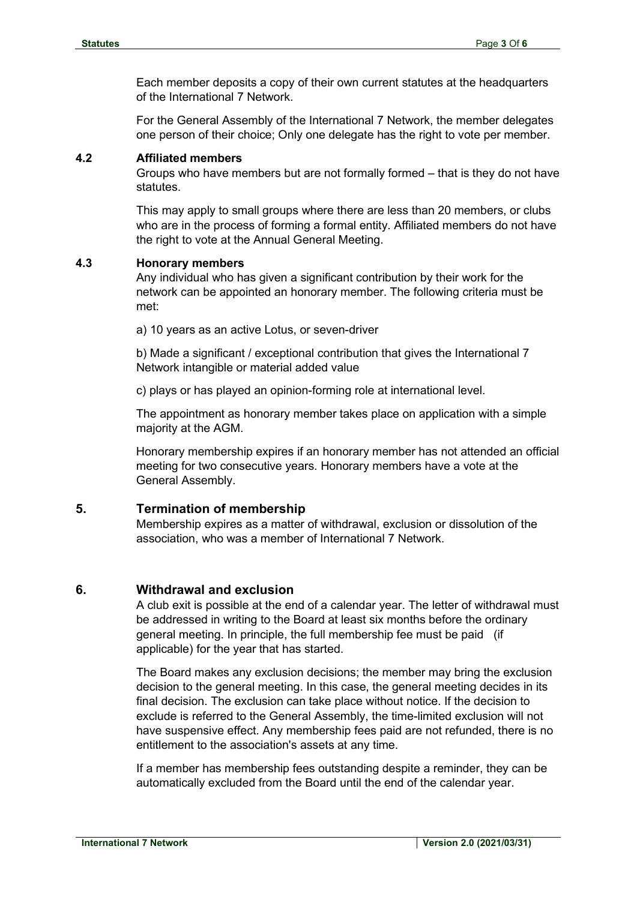Each member deposits a copy of their own current statutes at the headquarters of the International 7 Network.

For the General Assembly of the International 7 Network, the member delegates one person of their choice; Only one delegate has the right to vote per member.

### 4.2 Affiliated members

Groups who have members but are not formally formed – that is they do not have statutes.

This may apply to small groups where there are less than 20 members, or clubs who are in the process of forming a formal entity. Affiliated members do not have the right to vote at the Annual General Meeting.

### 4.3 Honorary members

Any individual who has given a significant contribution by their work for the network can be appointed an honorary member. The following criteria must be met:

a) 10 years as an active Lotus, or seven-driver

b) Made a significant / exceptional contribution that gives the International 7 Network intangible or material added value

c) plays or has played an opinion-forming role at international level.

The appointment as honorary member takes place on application with a simple majority at the AGM.

Honorary membership expires if an honorary member has not attended an official meeting for two consecutive years. Honorary members have a vote at the General Assembly.

## 5. Termination of membership

Membership expires as a matter of withdrawal, exclusion or dissolution of the association, who was a member of International 7 Network.

## 6. Withdrawal and exclusion

A club exit is possible at the end of a calendar year. The letter of withdrawal must be addressed in writing to the Board at least six months before the ordinary general meeting. In principle, the full membership fee must be paid (if applicable) for the year that has started.

The Board makes any exclusion decisions; the member may bring the exclusion decision to the general meeting. In this case, the general meeting decides in its final decision. The exclusion can take place without notice. If the decision to exclude is referred to the General Assembly, the time-limited exclusion will not have suspensive effect. Any membership fees paid are not refunded, there is no entitlement to the association's assets at any time.

If a member has membership fees outstanding despite a reminder, they can be automatically excluded from the Board until the end of the calendar year.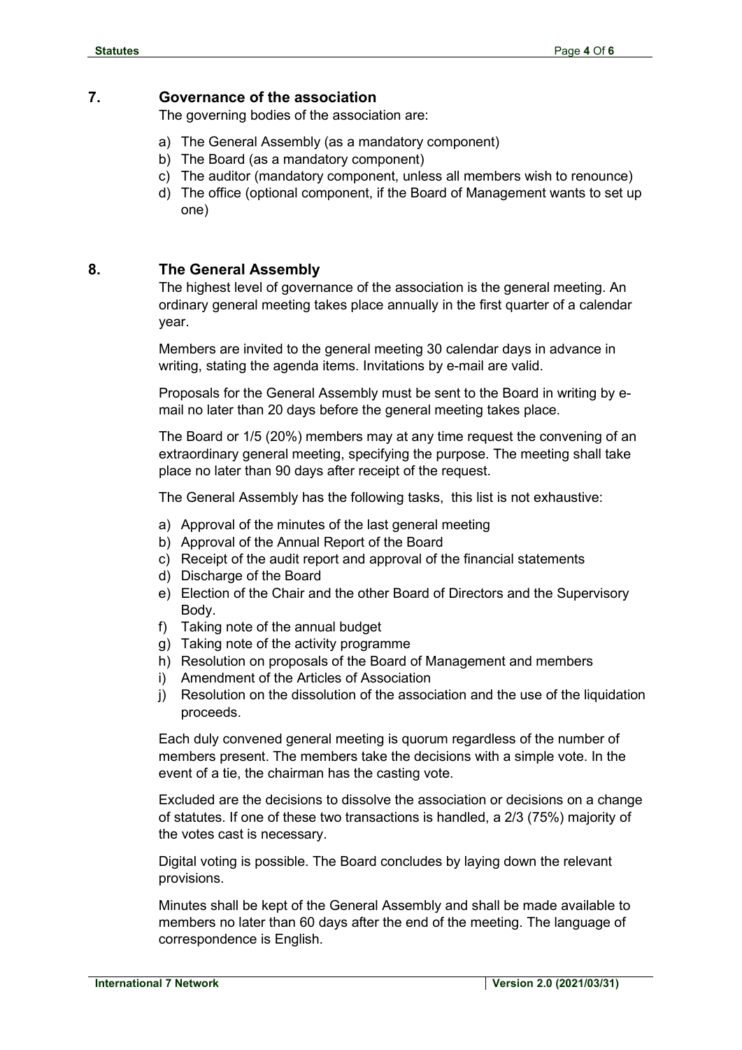## 7. Governance of the association

The governing bodies of the association are:

a) The General Assembly (as a mandatory component)
b) The Board (as a mandatory component)
c) The auditor (mandatory component, unless all members wish to renounce)
d) The office (optional component, if the Board of Management wants to set up one)

## 8. The General Assembly

The highest level of governance of the association is the general meeting. An ordinary general meeting takes place annually in the first quarter of a calendar year.

Members are invited to the general meeting 30 calendar days in advance in writing, stating the agenda items. Invitations by e-mail are valid.

Proposals for the General Assembly must be sent to the Board in writing by e-mail no later than 20 days before the general meeting takes place.

The Board or 1/5 (20%) members may at any time request the convening of an extraordinary general meeting, specifying the purpose. The meeting shall take place no later than 90 days after receipt of the request.

The General Assembly has the following tasks, this list is not exhaustive:

a) Approval of the minutes of the last general meeting
b) Approval of the Annual Report of the Board
c) Receipt of the audit report and approval of the financial statements
d) Discharge of the Board
e) Election of the Chair and the other Board of Directors and the Supervisory Body.
f) Taking note of the annual budget
g) Taking note of the activity programme
h) Resolution on proposals of the Board of Management and members
i) Amendment of the Articles of Association
j) Resolution on the dissolution of the association and the use of the liquidation proceeds.

Each duly convened general meeting is quorum regardless of the number of members present. The members take the decisions with a simple vote. In the event of a tie, the chairman has the casting vote.

Excluded are the decisions to dissolve the association or decisions on a change of statutes. If one of these two transactions is handled, a 2/3 (75%) majority of the votes cast is necessary.

Digital voting is possible. The Board concludes by laying down the relevant provisions.

Minutes shall be kept of the General Assembly and shall be made available to members no later than 60 days after the end of the meeting. The language of correspondence is English.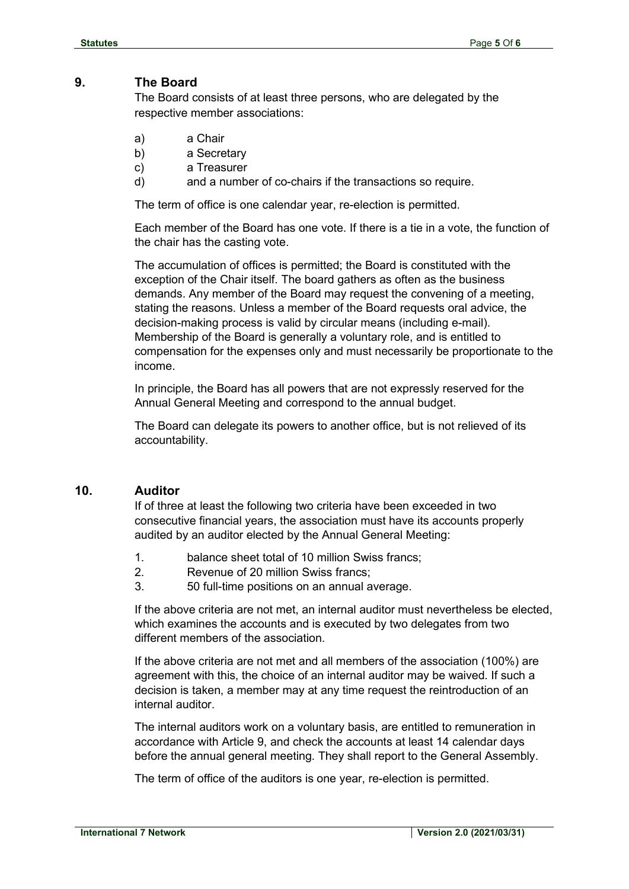## 9. The Board

The Board consists of at least three persons, who are delegated by the respective member associations:

a) a Chair
b) a Secretary
c) a Treasurer
d) and a number of co-chairs if the transactions so require.

The term of office is one calendar year, re-election is permitted.

Each member of the Board has one vote. If there is a tie in a vote, the function of the chair has the casting vote.

The accumulation of offices is permitted; the Board is constituted with the exception of the Chair itself. The board gathers as often as the business demands. Any member of the Board may request the convening of a meeting, stating the reasons. Unless a member of the Board requests oral advice, the decision-making process is valid by circular means (including e-mail). Membership of the Board is generally a voluntary role, and is entitled to compensation for the expenses only and must necessarily be proportionate to the income.

In principle, the Board has all powers that are not expressly reserved for the Annual General Meeting and correspond to the annual budget.

The Board can delegate its powers to another office, but is not relieved of its accountability.

## 10. Auditor

If of three at least the following two criteria have been exceeded in two consecutive financial years, the association must have its accounts properly audited by an auditor elected by the Annual General Meeting:

1. balance sheet total of 10 million Swiss francs;
2. Revenue of 20 million Swiss francs;
3. 50 full-time positions on an annual average.

If the above criteria are not met, an internal auditor must nevertheless be elected, which examines the accounts and is executed by two delegates from two different members of the association.

If the above criteria are not met and all members of the association (100%) are agreement with this, the choice of an internal auditor may be waived. If such a decision is taken, a member may at any time request the reintroduction of an internal auditor.

The internal auditors work on a voluntary basis, are entitled to remuneration in accordance with Article 9, and check the accounts at least 14 calendar days before the annual general meeting. They shall report to the General Assembly.

The term of office of the auditors is one year, re-election is permitted.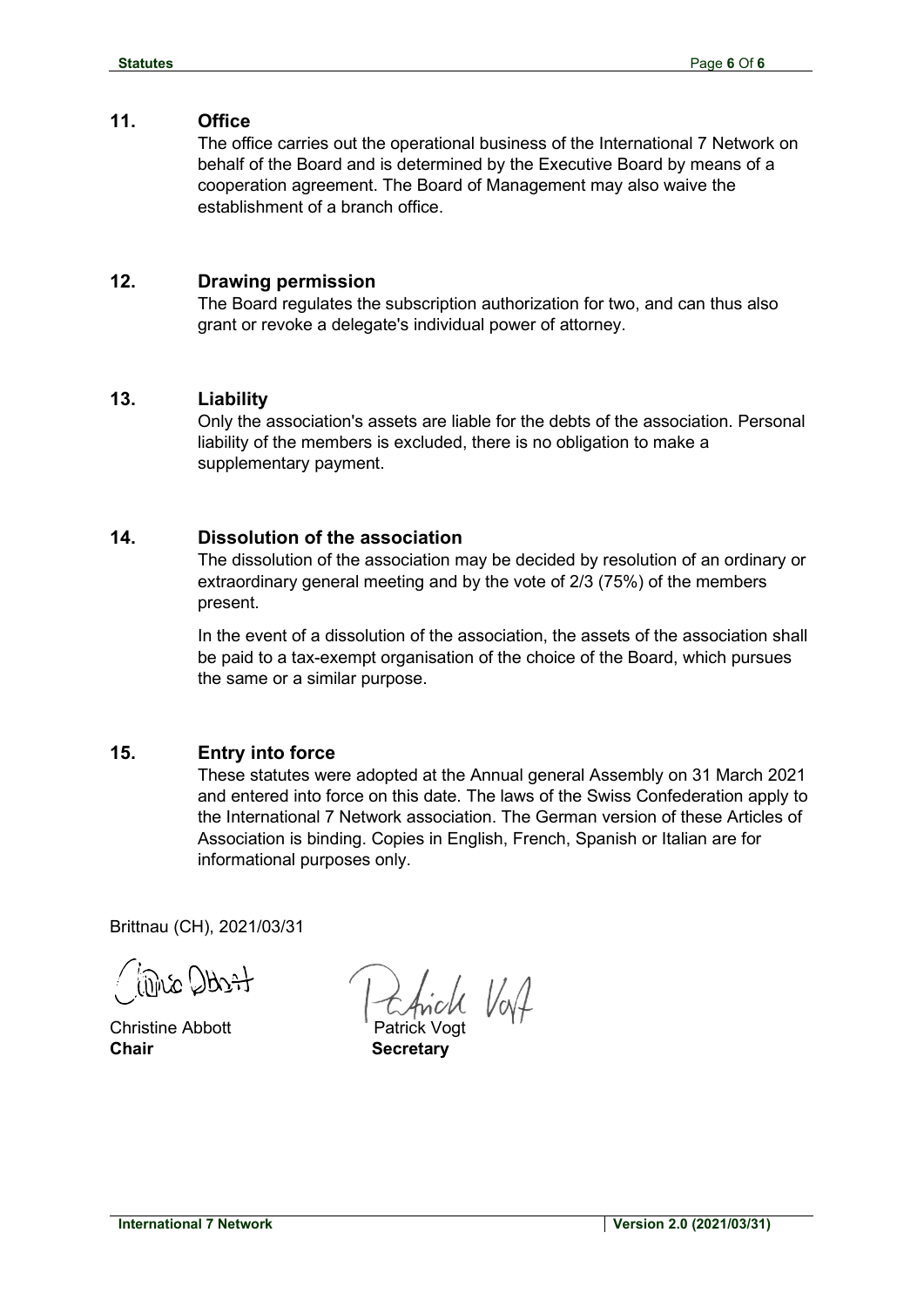## 11. Office

The office carries out the operational business of the International 7 Network on behalf of the Board and is determined by the Executive Board by means of a cooperation agreement. The Board of Management may also waive the establishment of a branch office.

## 12. Drawing permission

The Board regulates the subscription authorization for two, and can thus also grant or revoke a delegate's individual power of attorney.

## 13. Liability

Only the association's assets are liable for the debts of the association. Personal liability of the members is excluded, there is no obligation to make a supplementary payment.

## 14. Dissolution of the association

The dissolution of the association may be decided by resolution of an ordinary or extraordinary general meeting and by the vote of 2/3 (75%) of the members present.

In the event of a dissolution of the association, the assets of the association shall be paid to a tax-exempt organisation of the choice of the Board, which pursues the same or a similar purpose.

## 15. Entry into force

These statutes were adopted at the Annual general Assembly on 31 March 2021 and entered into force on this date. The laws of the Swiss Confederation apply to the International 7 Network association. The German version of these Articles of Association is binding. Copies in English, French, Spanish or Italian are for informational purposes only.

Brittnau (CH), 2021/03/31

| | |
|---|---|
| Christine Abbott | Patrick Vogt |
| **Chair** | **Secretary** |